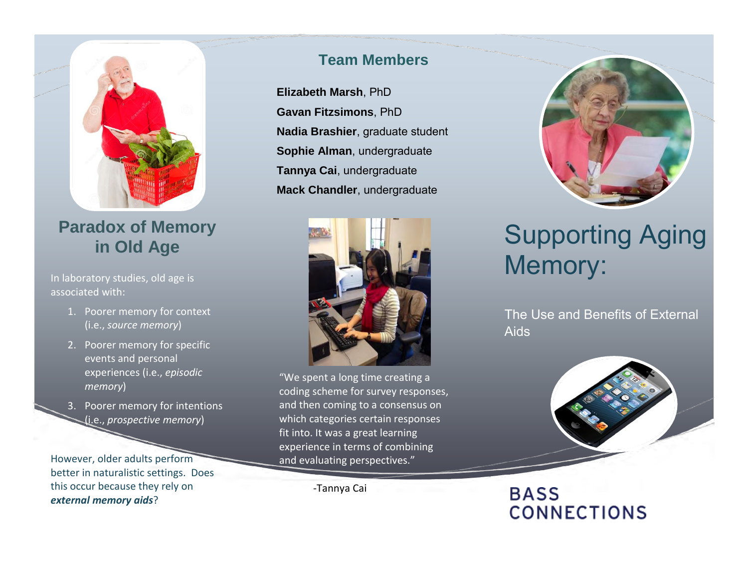## Paradox of Memory in Old Age

In laboratory studies, old age is associated with:

1. Poorer memory for context (i.e., *source memory*)
2. Poorer memory for specific events and personal experiences (i.e., *episodic memory*)
3. Poorer memory for intentions (i.e., *prospective memory*)

However, older adults perform better in naturalistic settings. Does this occur because they rely on ***external memory aids***?

## Team Members

**Elizabeth Marsh**, PhD
**Gavan Fitzsimons**, PhD
**Nadia Brashier**, graduate student
**Sophie Alman**, undergraduate
**Tannya Cai**, undergraduate
**Mack Chandler**, undergraduate

"We spent a long time creating a coding scheme for survey responses, and then coming to a consensus on which categories certain responses fit into. It was a great learning experience in terms of combining and evaluating perspectives."

-Tannya Cai

# Supporting Aging Memory:

The Use and Benefits of External Aids

BASS CONNECTIONS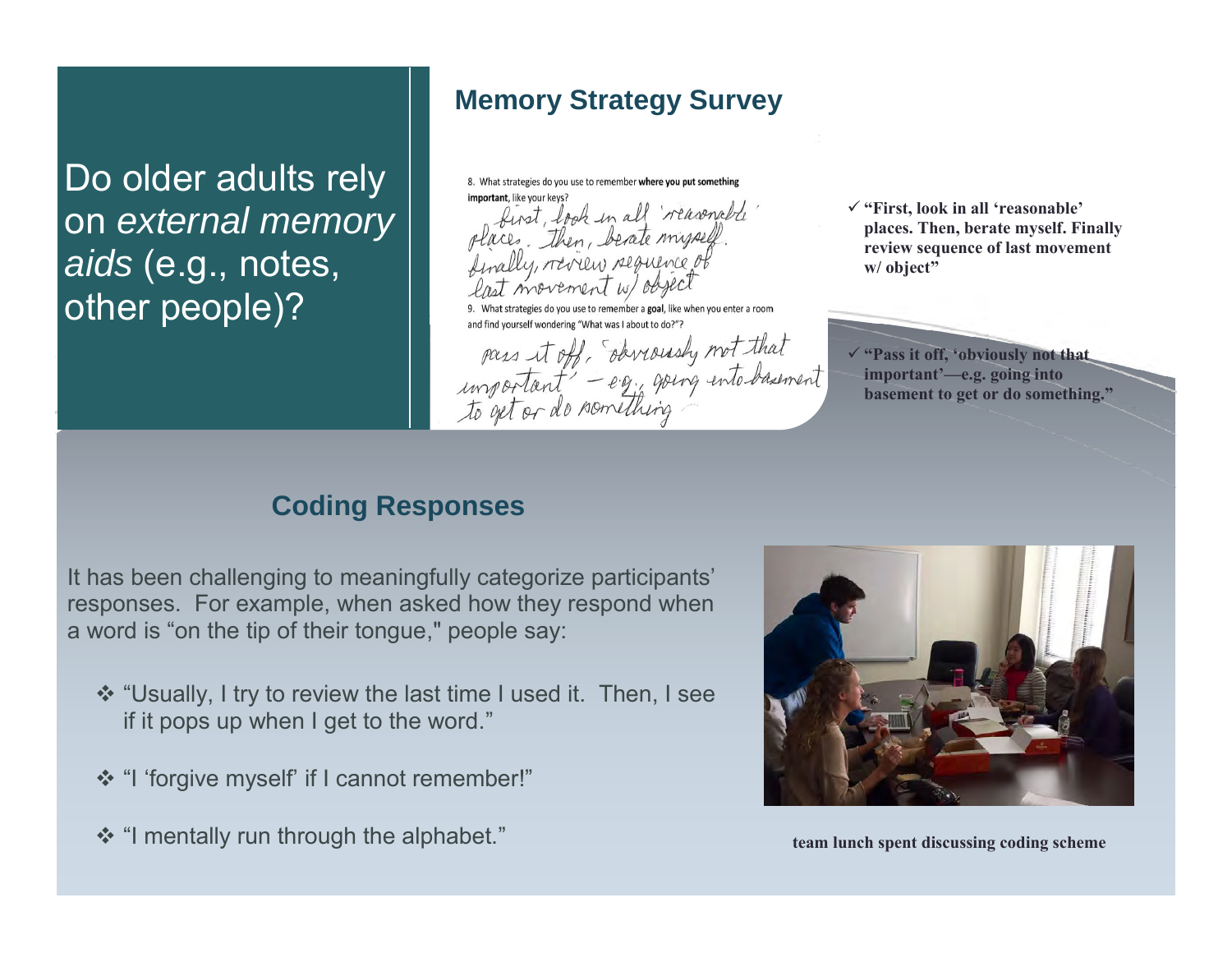Do older adults rely on *external memory aids* (e.g., notes, other people)?

## Memory Strategy Survey

8. What strategies do you use to remember **where you put something important**, like your keys?

First, look in all 'reasonable' places. Then, berate myself. Finally, review sequence of last movement w/ object

9. What strategies do you use to remember a **goal**, like when you enter a room and find yourself wondering "What was I about to do?"?

pass it off, 'obviously not that important' – e.g., going into basement to get or do something

- ✓ **"First, look in all 'reasonable' places. Then, berate myself. Finally review sequence of last movement w/ object"**
- ✓ **"Pass it off, 'obviously not that important'—e.g. going into basement to get or do something."**

## Coding Responses

It has been challenging to meaningfully categorize participants' responses. For example, when asked how they respond when a word is "on the tip of their tongue," people say:

- "Usually, I try to review the last time I used it. Then, I see if it pops up when I get to the word."
- "I 'forgive myself' if I cannot remember!"
- "I mentally run through the alphabet."

**team lunch spent discussing coding scheme**